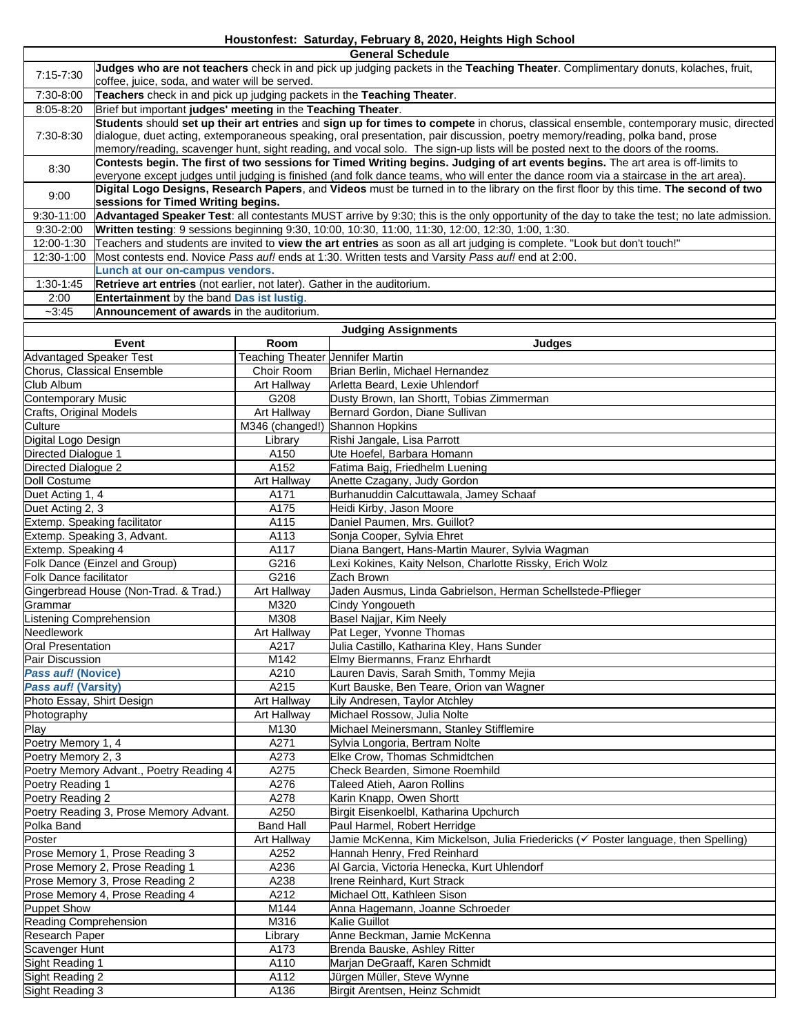# Houstonfest: Saturday, February 8, 2020, Heights High School

## General Schedule

| Time | Activity |
|---|---|
| 7:15-7:30 | **Judges who are not teachers** check in and pick up judging packets in the **Teaching Theater**. Complimentary donuts, kolaches, fruit, coffee, juice, soda, and water will be served. |
| 7:30-8:00 | **Teachers** check in and pick up judging packets in the **Teaching Theater**. |
| 8:05-8:20 | Brief but important **judges' meeting** in the **Teaching Theater**. |
| 7:30-8:30 | **Students** should **set up their art entries** and **sign up for times to compete** in chorus, classical ensemble, contemporary music, directed dialogue, duet acting, extemporaneous speaking, oral presentation, pair discussion, poetry memory/reading, polka band, prose memory/reading, scavenger hunt, sight reading, and vocal solo. The sign-up lists will be posted next to the doors of the rooms. |
| 8:30 | **Contests begin. The first of two sessions for Timed Writing begins. Judging of art events begins.** The art area is off-limits to everyone except judges until judging is finished (and folk dance teams, who will enter the dance room via a staircase in the art area). |
| 9:00 | **Digital Logo Designs, Research Papers**, and **Videos** must be turned in to the library on the first floor by this time. **The second of two sessions for Timed Writing begins.** |
| 9:30-11:00 | **Advantaged Speaker Test**: all contestants MUST arrive by 9:30; this is the only opportunity of the day to take the test; no late admission. |
| 9:30-2:00 | **Written testing**: 9 sessions beginning 9:30, 10:00, 10:30, 11:00, 11:30, 12:00, 12:30, 1:00, 1:30. |
| 12:00-1:30 | Teachers and students are invited to **view the art entries** as soon as all art judging is complete. "Look but don't touch!" |
| 12:30-1:00 | Most contests end. Novice *Pass auf!* ends at 1:30. Written tests and Varsity *Pass auf!* end at 2:00. |
| | **Lunch at our on-campus vendors.** |
| 1:30-1:45 | **Retrieve art entries** (not earlier, not later). Gather in the auditorium. |
| 2:00 | **Entertainment** by the band **Das ist lustig**. |
| ~3:45 | **Announcement of awards** in the auditorium. |

## Judging Assignments

| Event | Room | Judges |
|---|---|---|
| Advantaged Speaker Test | Teaching Theater | Jennifer Martin |
| Chorus, Classical Ensemble | Choir Room | Brian Berlin, Michael Hernandez |
| Club Album | Art Hallway | Arletta Beard, Lexie Uhlendorf |
| Contemporary Music | G208 | Dusty Brown, Ian Shortt, Tobias Zimmerman |
| Crafts, Original Models | Art Hallway | Bernard Gordon, Diane Sullivan |
| Culture | M346 (changed!) | Shannon Hopkins |
| Digital Logo Design | Library | Rishi Jangale, Lisa Parrott |
| Directed Dialogue 1 | A150 | Ute Hoefel, Barbara Homann |
| Directed Dialogue 2 | A152 | Fatima Baig, Friedhelm Luening |
| Doll Costume | Art Hallway | Anette Czagany, Judy Gordon |
| Duet Acting 1, 4 | A171 | Burhanuddin Calcuttawala, Jamey Schaaf |
| Duet Acting 2, 3 | A175 | Heidi Kirby, Jason Moore |
| Extemp. Speaking facilitator | A115 | Daniel Paumen, Mrs. Guillot? |
| Extemp. Speaking 3, Advant. | A113 | Sonja Cooper, Sylvia Ehret |
| Extemp. Speaking 4 | A117 | Diana Bangert, Hans-Martin Maurer, Sylvia Wagman |
| Folk Dance (Einzel and Group) | G216 | Lexi Kokines, Kaity Nelson, Charlotte Rissky, Erich Wolz |
| Folk Dance facilitator | G216 | Zach Brown |
| Gingerbread House (Non-Trad. & Trad.) | Art Hallway | Jaden Ausmus, Linda Gabrielson, Herman Schellstede-Pflieger |
| Grammar | M320 | Cindy Yongoueth |
| Listening Comprehension | M308 | Basel Najjar, Kim Neely |
| Needlework | Art Hallway | Pat Leger, Yvonne Thomas |
| Oral Presentation | A217 | Julia Castillo, Katharina Kley, Hans Sunder |
| Pair Discussion | M142 | Elmy Biermanns, Franz Ehrhardt |
| ***Pass auf!* (Novice)** | A210 | Lauren Davis, Sarah Smith, Tommy Mejia |
| ***Pass auf!* (Varsity)** | A215 | Kurt Bauske, Ben Teare, Orion van Wagner |
| Photo Essay, Shirt Design | Art Hallway | Lily Andresen, Taylor Atchley |
| Photography | Art Hallway | Michael Rossow, Julia Nolte |
| Play | M130 | Michael Meinersmann, Stanley Stifflemire |
| Poetry Memory 1, 4 | A271 | Sylvia Longoria, Bertram Nolte |
| Poetry Memory 2, 3 | A273 | Elke Crow, Thomas Schmidtchen |
| Poetry Memory Advant., Poetry Reading 4 | A275 | Check Bearden, Simone Roemhild |
| Poetry Reading 1 | A276 | Taleed Atieh, Aaron Rollins |
| Poetry Reading 2 | A278 | Karin Knapp, Owen Shortt |
| Poetry Reading 3, Prose Memory Advant. | A250 | Birgit Eisenkoebl, Katharina Upchurch |
| Polka Band | Band Hall | Paul Harmel, Robert Herridge |
| Poster | Art Hallway | Jamie McKenna, Kim Mickelson, Julia Friedericks (✓ Poster language, then Spelling) |
| Prose Memory 1, Prose Reading 3 | A252 | Hannah Henry, Fred Reinhard |
| Prose Memory 2, Prose Reading 1 | A236 | Al Garcia, Victoria Henecka, Kurt Uhlendorf |
| Prose Memory 3, Prose Reading 2 | A238 | Irene Reinhard, Kurt Strack |
| Prose Memory 4, Prose Reading 4 | A212 | Michael Ott, Kathleen Sison |
| Puppet Show | M144 | Anna Hagemann, Joanne Schroeder |
| Reading Comprehension | M316 | Kalie Guillot |
| Research Paper | Library | Anne Beckman, Jamie McKenna |
| Scavenger Hunt | A173 | Brenda Bauske, Ashley Ritter |
| Sight Reading 1 | A110 | Marjan DeGraaff, Karen Schmidt |
| Sight Reading 2 | A112 | Jürgen Müller, Steve Wynne |
| Sight Reading 3 | A136 | Birgit Arentsen, Heinz Schmidt |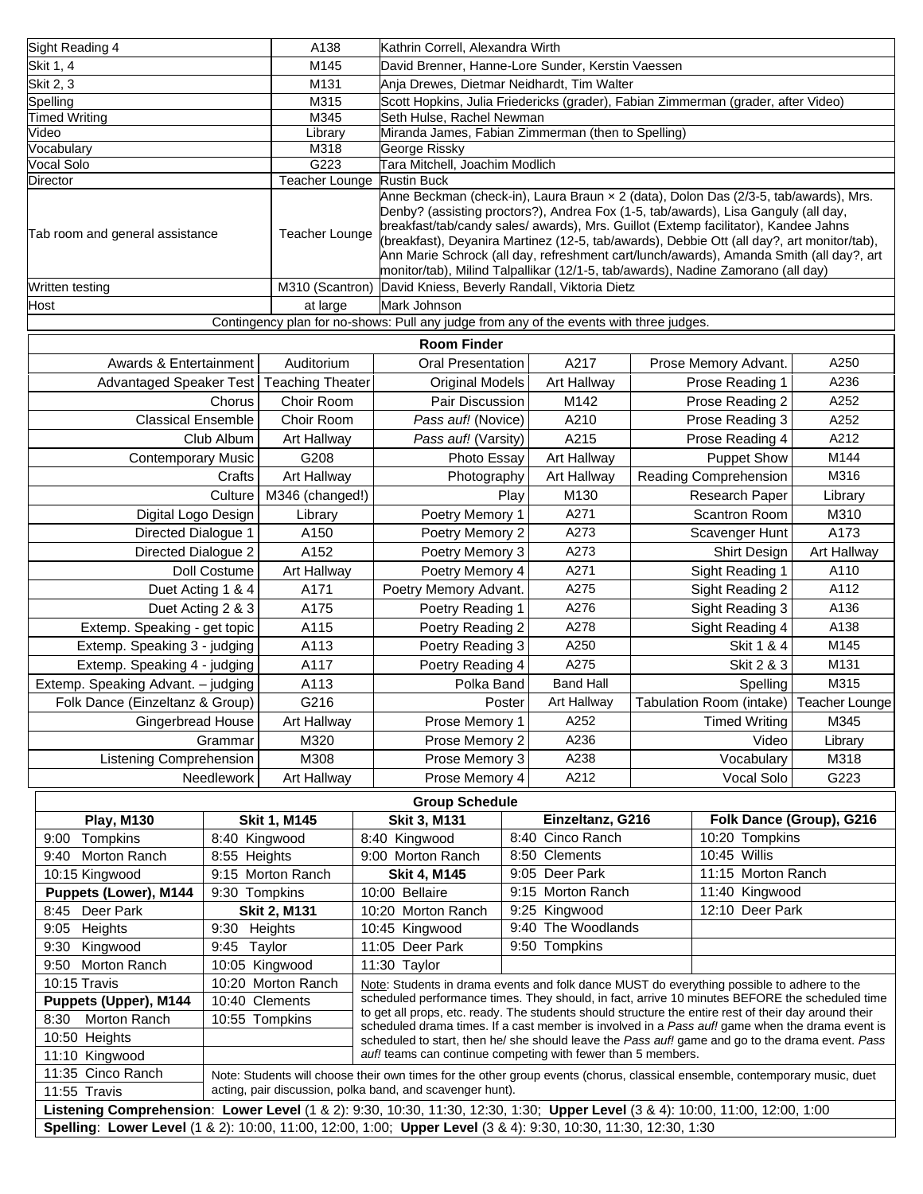| | | |
|---|---|---|
| Sight Reading 4 | A138 | Kathrin Correll, Alexandra Wirth |
| Skit 1, 4 | M145 | David Brenner, Hanne-Lore Sunder, Kerstin Vaessen |
| Skit 2, 3 | M131 | Anja Drewes, Dietmar Neidhardt, Tim Walter |
| Spelling | M315 | Scott Hopkins, Julia Friedericks (grader), Fabian Zimmerman (grader, after Video) |
| Timed Writing | M345 | Seth Hulse, Rachel Newman |
| Video | Library | Miranda James, Fabian Zimmerman (then to Spelling) |
| Vocabulary | M318 | George Rissky |
| Vocal Solo | G223 | Tara Mitchell, Joachim Modlich |
| Director | Teacher Lounge | Rustin Buck |
| Tab room and general assistance | Teacher Lounge | Anne Beckman (check-in), Laura Braun × 2 (data), Dolon Das (2/3-5, tab/awards), Mrs. Denby? (assisting proctors?), Andrea Fox (1-5, tab/awards), Lisa Ganguly (all day, breakfast/tab/candy sales/ awards), Mrs. Guillot (Extemp facilitator), Kandee Jahns (breakfast), Deyanira Martinez (12-5, tab/awards), Debbie Ott (all day?, art monitor/tab), Ann Marie Schrock (all day, refreshment cart/lunch/awards), Amanda Smith (all day?, art monitor/tab), Milind Talpallikar (12/1-5, tab/awards), Nadine Zamorano (all day) |
| Written testing | M310 (Scantron) | David Kniess, Beverly Randall, Viktoria Dietz |
| Host | at large | Mark Johnson |

Contingency plan for no-shows: Pull any judge from any of the events with three judges.

**Room Finder**

| | | | | | |
|---|---|---|---|---|---|
| Awards & Entertainment | Auditorium | Oral Presentation | A217 | Prose Memory Advant. | A250 |
| Advantaged Speaker Test | Teaching Theater | Original Models | Art Hallway | Prose Reading 1 | A236 |
| Chorus | Choir Room | Pair Discussion | M142 | Prose Reading 2 | A252 |
| Classical Ensemble | Choir Room | *Pass auf!* (Novice) | A210 | Prose Reading 3 | A252 |
| Club Album | Art Hallway | *Pass auf!* (Varsity) | A215 | Prose Reading 4 | A212 |
| Contemporary Music | G208 | Photo Essay | Art Hallway | Puppet Show | M144 |
| Crafts | Art Hallway | Photography | Art Hallway | Reading Comprehension | M316 |
| Culture | M346 (changed!) | Play | M130 | Research Paper | Library |
| Digital Logo Design | Library | Poetry Memory 1 | A271 | Scantron Room | M310 |
| Directed Dialogue 1 | A150 | Poetry Memory 2 | A273 | Scavenger Hunt | A173 |
| Directed Dialogue 2 | A152 | Poetry Memory 3 | A273 | Shirt Design | Art Hallway |
| Doll Costume | Art Hallway | Poetry Memory 4 | A271 | Sight Reading 1 | A110 |
| Duet Acting 1 & 4 | A171 | Poetry Memory Advant. | A275 | Sight Reading 2 | A112 |
| Duet Acting 2 & 3 | A175 | Poetry Reading 1 | A276 | Sight Reading 3 | A136 |
| Extemp. Speaking - get topic | A115 | Poetry Reading 2 | A278 | Sight Reading 4 | A138 |
| Extemp. Speaking 3 - judging | A113 | Poetry Reading 3 | A250 | Skit 1 & 4 | M145 |
| Extemp. Speaking 4 - judging | A117 | Poetry Reading 4 | A275 | Skit 2 & 3 | M131 |
| Extemp. Speaking Advant. – judging | A113 | Polka Band | Band Hall | Spelling | M315 |
| Folk Dance (Einzeltanz & Group) | G216 | Poster | Art Hallway | Tabulation Room (intake) | Teacher Lounge |
| Gingerbread House | Art Hallway | Prose Memory 1 | A252 | Timed Writing | M345 |
| Grammar | M320 | Prose Memory 2 | A236 | Video | Library |
| Listening Comprehension | M308 | Prose Memory 3 | A238 | Vocabulary | M318 |
| Needlework | Art Hallway | Prose Memory 4 | A212 | Vocal Solo | G223 |

**Group Schedule**

| Play, M130 | Skit 1, M145 | Skit 3, M131 | Einzeltanz, G216 | Folk Dance (Group), G216 |
|---|---|---|---|---|
| 9:00 Tompkins | 8:40 Kingwood | 8:40 Kingwood | 8:40 Cinco Ranch | 10:20 Tompkins |
| 9:40 Morton Ranch | 8:55 Heights | 9:00 Morton Ranch | 8:50 Clements | 10:45 Willis |
| 10:15 Kingwood | 9:15 Morton Ranch | **Skit 4, M145** | 9:05 Deer Park | 11:15 Morton Ranch |
| **Puppets (Lower), M144** | 9:30 Tompkins | 10:00 Bellaire | 9:15 Morton Ranch | 11:40 Kingwood |
| 8:45 Deer Park | **Skit 2, M131** | 10:20 Morton Ranch | 9:25 Kingwood | 12:10 Deer Park |
| 9:05 Heights | 9:30 Heights | 10:45 Kingwood | 9:40 The Woodlands | |
| 9:30 Kingwood | 9:45 Taylor | 11:05 Deer Park | 9:50 Tompkins | |
| 9:50 Morton Ranch | 10:05 Kingwood | 11:30 Taylor | | |
| 10:15 Travis | 10:20 Morton Ranch | | | |
| **Puppets (Upper), M144** | 10:40 Clements | | | |
| 8:30 Morton Ranch | 10:55 Tompkins | | | |
| 10:50 Heights | | | | |
| 11:10 Kingwood | | | | |
| 11:35 Cinco Ranch | | | | |
| 11:55 Travis | | | | |

Note: Students in drama events and folk dance MUST do everything possible to adhere to the scheduled performance times. They should, in fact, arrive 10 minutes BEFORE the scheduled time to get all props, etc. ready. The students should structure the entire rest of their day around their scheduled drama times. If a cast member is involved in a *Pass auf!* game when the drama event is scheduled to start, then he/ she should leave the *Pass auf!* game and go to the drama event. *Pass auf!* teams can continue competing with fewer than 5 members.

Note: Students will choose their own times for the other group events (chorus, classical ensemble, contemporary music, duet acting, pair discussion, polka band, and scavenger hunt).

**Listening Comprehension**: **Lower Level** (1 & 2): 9:30, 10:30, 11:30, 12:30, 1:30; **Upper Level** (3 & 4): 10:00, 11:00, 12:00, 1:00

**Spelling**: **Lower Level** (1 & 2): 10:00, 11:00, 12:00, 1:00; **Upper Level** (3 & 4): 9:30, 10:30, 11:30, 12:30, 1:30